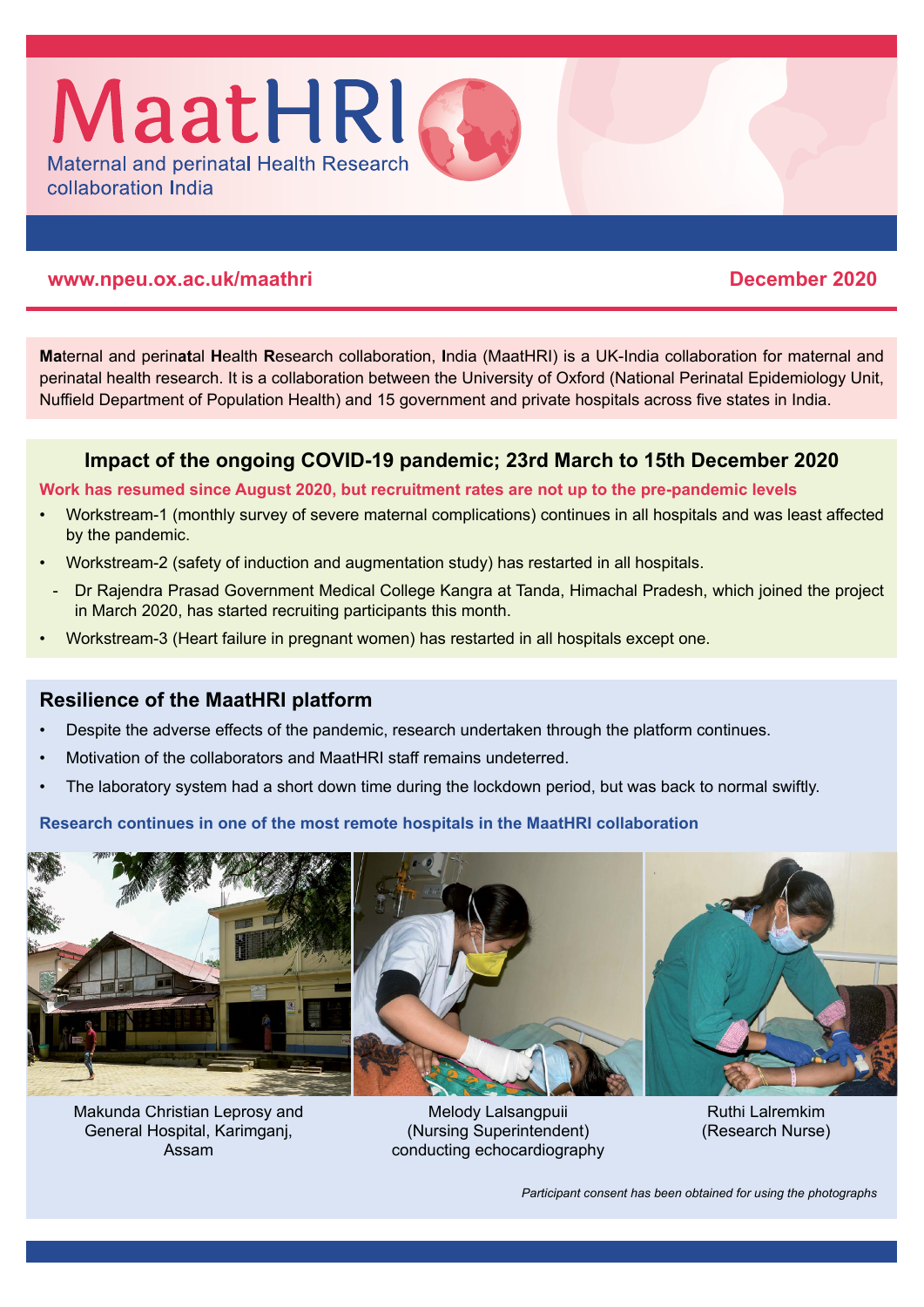# MaatHRI

Maternal and perinatal Health Research collaboration India

www.npeu.ox.ac.uk/maathri

December 2020

**Ma**ternal and perin**at**al **H**ealth **R**esearch collaboration, **I**ndia (MaatHRI) is a UK-India collaboration for maternal and perinatal health research. It is a collaboration between the University of Oxford (National Perinatal Epidemiology Unit, Nuffield Department of Population Health) and 15 government and private hospitals across five states in India.

## Impact of the ongoing COVID-19 pandemic; 23rd March to 15th December 2020

**Work has resumed since August 2020, but recruitment rates are not up to the pre-pandemic levels**

- Workstream-1 (monthly survey of severe maternal complications) continues in all hospitals and was least affected by the pandemic.
- Workstream-2 (safety of induction and augmentation study) has restarted in all hospitals.
  - Dr Rajendra Prasad Government Medical College Kangra at Tanda, Himachal Pradesh, which joined the project in March 2020, has started recruiting participants this month.
- Workstream-3 (Heart failure in pregnant women) has restarted in all hospitals except one.

## Resilience of the MaatHRI platform

- Despite the adverse effects of the pandemic, research undertaken through the platform continues.
- Motivation of the collaborators and MaatHRI staff remains undeterred.
- The laboratory system had a short down time during the lockdown period, but was back to normal swiftly.

**Research continues in one of the most remote hospitals in the MaatHRI collaboration**

Makunda Christian Leprosy and General Hospital, Karimganj, Assam

Melody Lalsangpuii (Nursing Superintendent) conducting echocardiography

Ruthi Lalremkim (Research Nurse)

*Participant consent has been obtained for using the photographs*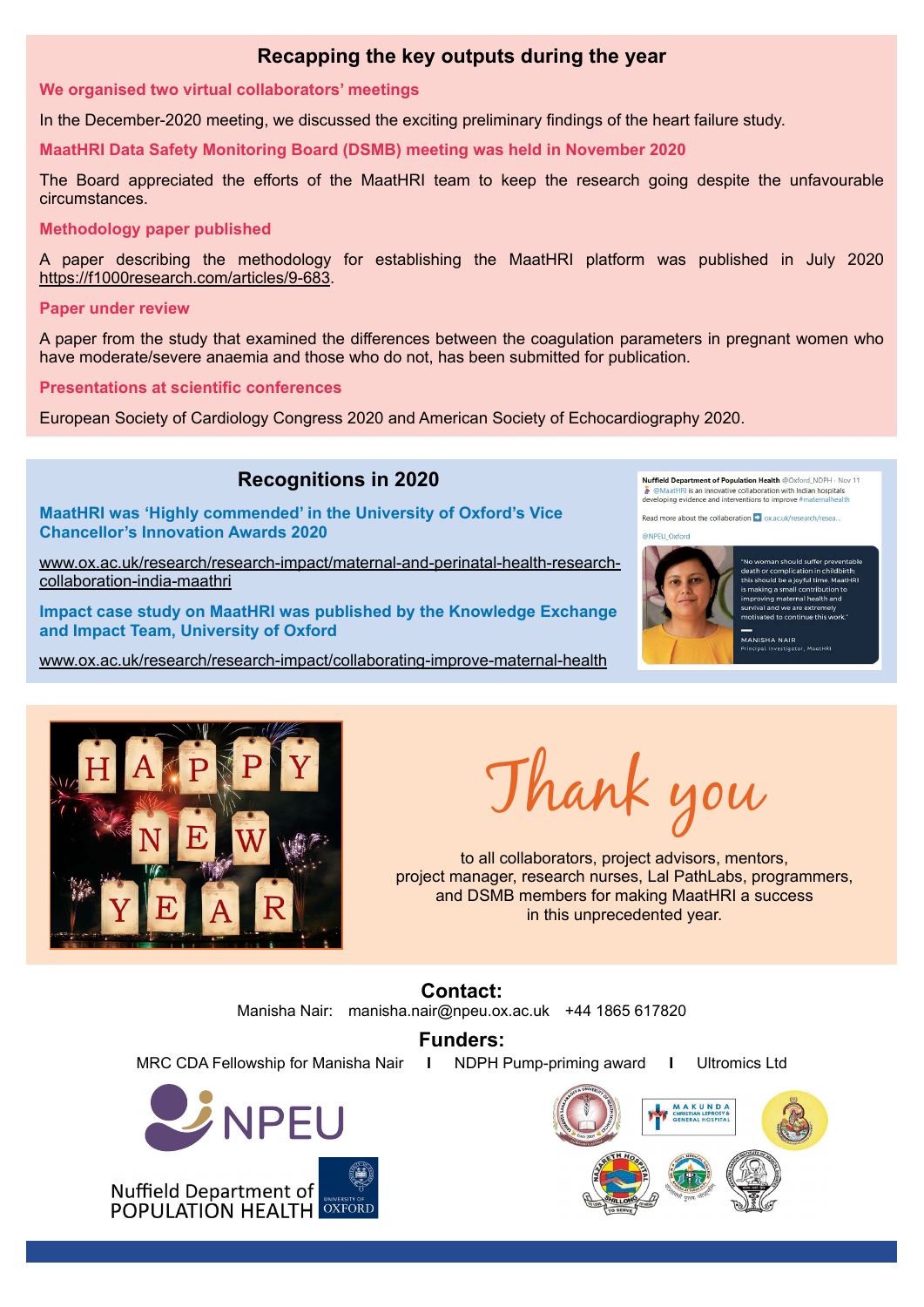## Recapping the key outputs during the year

**We organised two virtual collaborators' meetings**

In the December-2020 meeting, we discussed the exciting preliminary findings of the heart failure study.

**MaatHRI Data Safety Monitoring Board (DSMB) meeting was held in November 2020**

The Board appreciated the efforts of the MaatHRI team to keep the research going despite the unfavourable circumstances.

**Methodology paper published**

A paper describing the methodology for establishing the MaatHRI platform was published in July 2020 https://f1000research.com/articles/9-683.

**Paper under review**

A paper from the study that examined the differences between the coagulation parameters in pregnant women who have moderate/severe anaemia and those who do not, has been submitted for publication.

**Presentations at scientific conferences**

European Society of Cardiology Congress 2020 and American Society of Echocardiography 2020.

## Recognitions in 2020

**MaatHRI was 'Highly commended' in the University of Oxford's Vice Chancellor's Innovation Awards 2020**

www.ox.ac.uk/research/research-impact/maternal-and-perinatal-health-research-collaboration-india-maathri

**Impact case study on MaatHRI was published by the Knowledge Exchange and Impact Team, University of Oxford**

www.ox.ac.uk/research/research-impact/collaborating-improve-maternal-health

Nuffield Department of Population Health @Oxford_NDPH · Nov 11
@MaatHRI is an innovative collaboration with Indian hospitals developing evidence and interventions to improve #maternalhealth

Read more about the collaboration ox.ac.uk/research/resea...

@NPEU_Oxford

"No woman should suffer preventable death or complication in childbirth; this should be a joyful time. MaatHRI is making a small contribution to improving maternal health and survival and we are extremely motivated to continue this work."

MANISHA NAIR
Principal Investigator, MaatHRI

HAPPY NEW YEAR

# Thank you

to all collaborators, project advisors, mentors, project manager, research nurses, Lal PathLabs, programmers, and DSMB members for making MaatHRI a success in this unprecedented year.

**Contact:**

Manisha Nair: manisha.nair@npeu.ox.ac.uk +44 1865 617820

**Funders:**

MRC CDA Fellowship for Manisha Nair | NDPH Pump-priming award | Ultromics Ltd

NPEU

Nuffield Department of POPULATION HEALTH — UNIVERSITY OF OXFORD

MAKUNDA CHRISTIAN LEPROSY & GENERAL HOSPITAL

NAZARETH HOSPITAL SHILLONG